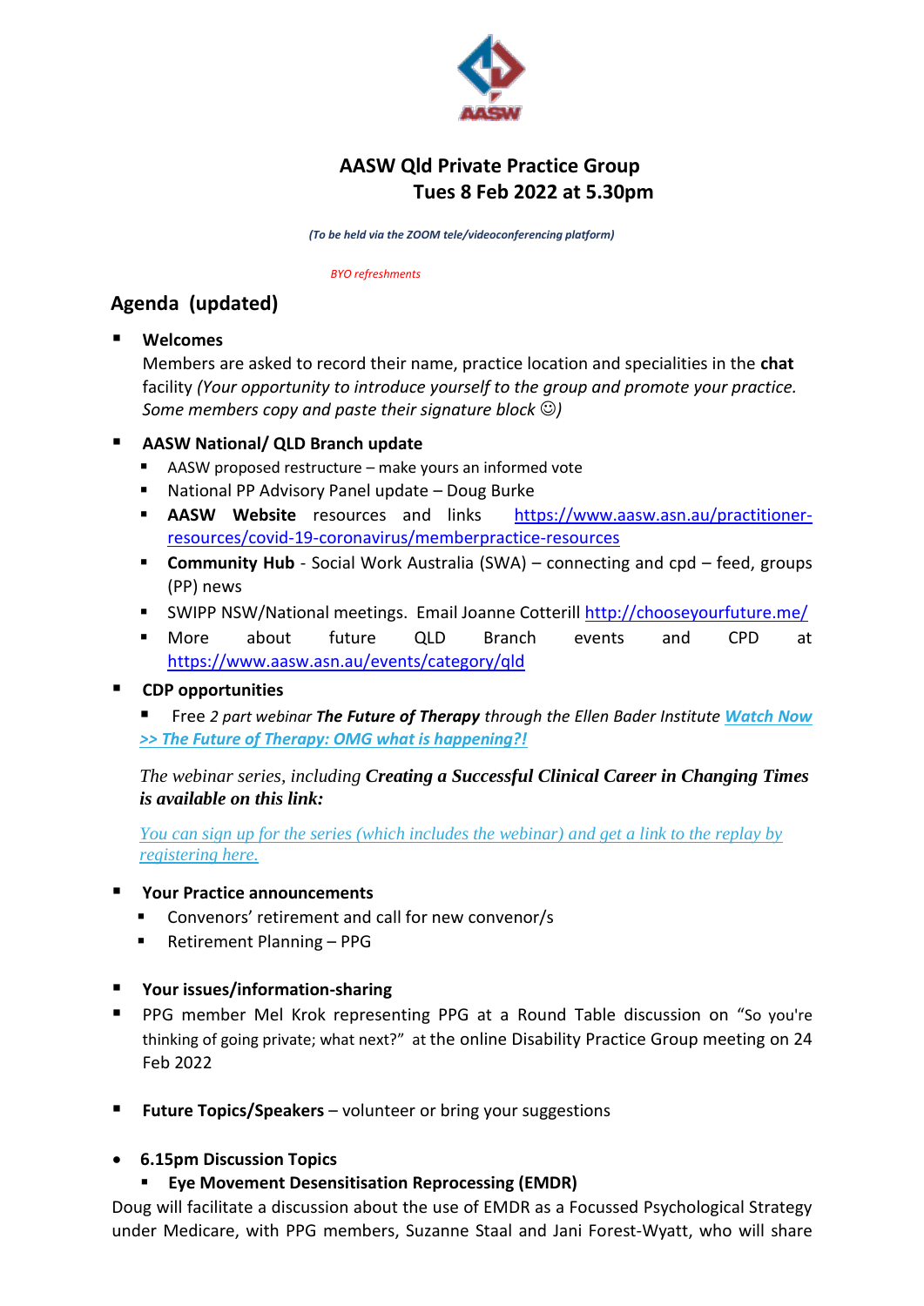# AASW Qld Private Practice Group
## Tues 8 Feb 2022 at 5.30pm

*(To be held via the ZOOM tele/videoconferencing platform)*

*BYO refreshments*

## Agenda (updated)

- **Welcomes**
  Members are asked to record their name, practice location and specialities in the **chat** facility *(Your opportunity to introduce yourself to the group and promote your practice. Some members copy and paste their signature block ☺)*

- **AASW National/ QLD Branch update**
  - AASW proposed restructure – make yours an informed vote
  - National PP Advisory Panel update – Doug Burke
  - **AASW Website** resources and links https://www.aasw.asn.au/practitioner-resources/covid-19-coronavirus/memberpractice-resources
  - **Community Hub** - Social Work Australia (SWA) – connecting and cpd – feed, groups (PP) news
  - SWIPP NSW/National meetings. Email Joanne Cotterill http://chooseyourfuture.me/
  - More about future QLD Branch events and CPD at https://www.aasw.asn.au/events/category/qld

- **CDP opportunities**
  - Free *2 part webinar* ***The Future of Therapy*** *through the Ellen Bader Institute* ***Watch Now >> The Future of Therapy: OMG what is happening?!***

  *The webinar series, including* ***Creating a Successful Clinical Career in Changing Times is available on this link:***

  *You can sign up for the series (which includes the webinar) and get a link to the replay by registering here.*

- **Your Practice announcements**
  - Convenors' retirement and call for new convenor/s
  - Retirement Planning – PPG

- **Your issues/information-sharing**
- PPG member Mel Krok representing PPG at a Round Table discussion on "So you're thinking of going private; what next?" at the online Disability Practice Group meeting on 24 Feb 2022

- **Future Topics/Speakers** – volunteer or bring your suggestions

- **6.15pm Discussion Topics**
  - **Eye Movement Desensitisation Reprocessing (EMDR)**

Doug will facilitate a discussion about the use of EMDR as a Focussed Psychological Strategy under Medicare, with PPG members, Suzanne Staal and Jani Forest-Wyatt, who will share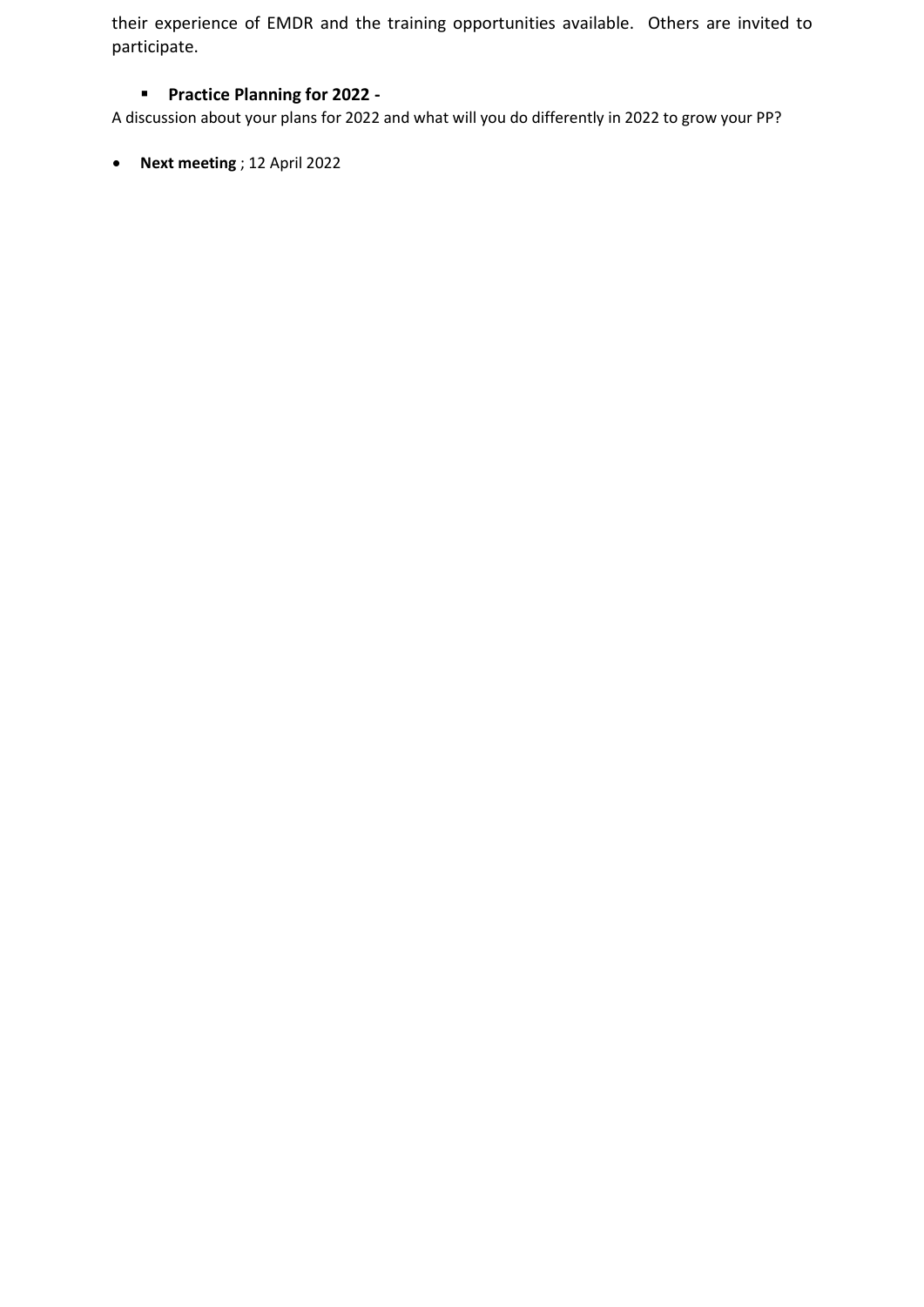their experience of EMDR and the training opportunities available. Others are invited to participate.

- **Practice Planning for 2022 -**

A discussion about your plans for 2022 and what will you do differently in 2022 to grow your PP?

- **Next meeting** ; 12 April 2022